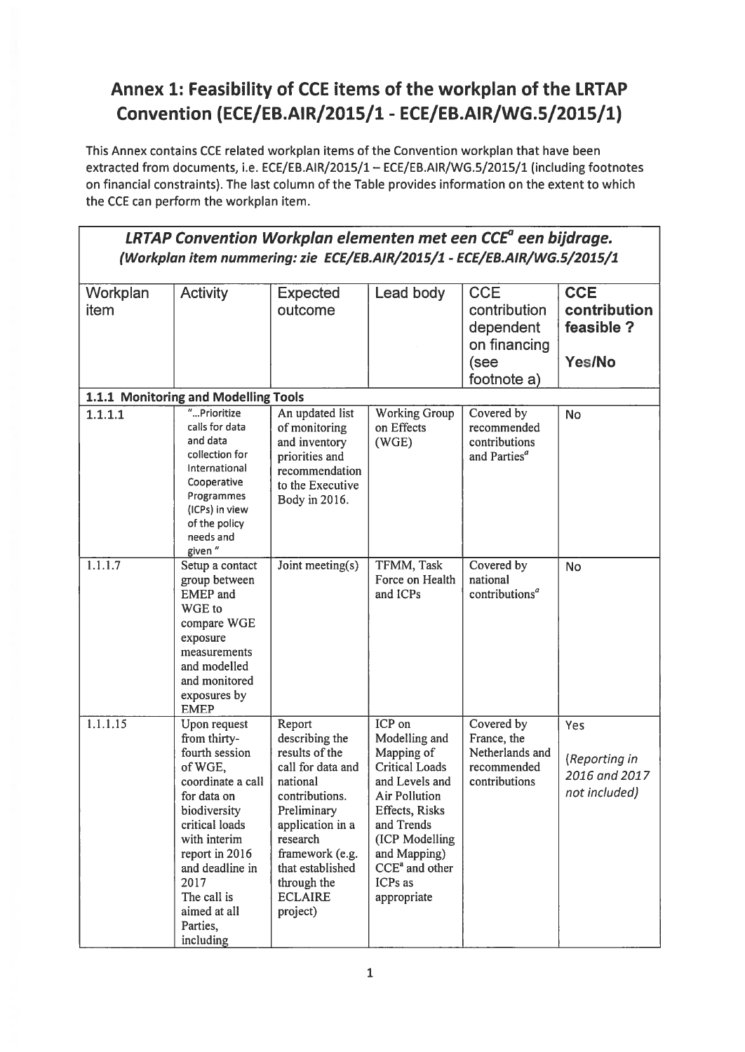# Annex 1: Feasibility of CCE items of the workplan of the LRTAP Convention (ECE/EB.AIR/2015/1 - ECE/EB.AIR/WG.5/2015/1)

This Annex contains CCE related workplan items of the Convention workplan that have been extracted from documents, i.e. ECE/EB.AIR/2015/1 – ECE/EB.AIR/WG.5/2015/1 (including footnotes on financial constraints). The last column of the Table provides information on the extent to which the CCE can perform the workplan item.

***LRTAP Convention Workplan elementen met een CCE[a] een bijdrage.***
***(Workplan item nummering: zie ECE/EB.AIR/2015/1 - ECE/EB.AIR/WG.5/2015/1***

| Workplan item | Activity | Expected outcome | Lead body | CCE contribution dependent on financing (see footnote a) | CCE contribution feasible ? Yes/No |
|---|---|---|---|---|---|
| **1.1.1 Monitoring and Modelling Tools** | | | | | |
| 1.1.1.1 | "…Prioritize calls for data and data collection for International Cooperative Programmes (ICPs) in view of the policy needs and given " | An updated list of monitoring and inventory priorities and recommendation to the Executive Body in 2016. | Working Group on Effects (WGE) | Covered by recommended contributions and Parties[a] | No |
| 1.1.1.7 | Setup a contact group between EMEP and WGE to compare WGE exposure measurements and modelled and monitored exposures by EMEP | Joint meeting(s) | TFMM, Task Force on Health and ICPs | Covered by national contributions[a] | No |
| 1.1.1.15 | Upon request from thirty-fourth session of WGE, coordinate a call for data on biodiversity critical loads with interim report in 2016 and deadline in 2017 The call is aimed at all Parties, including | Report describing the results of the call for data and national contributions. Preliminary application in a research framework (e.g. that established through the ECLAIRE project) | ICP on Modelling and Mapping of Critical Loads and Levels and Air Pollution Effects, Risks and Trends (ICP Modelling and Mapping) CCE[a] and other ICPs as appropriate | Covered by France, the Netherlands and recommended contributions | Yes *(Reporting in 2016 and 2017 not included)* |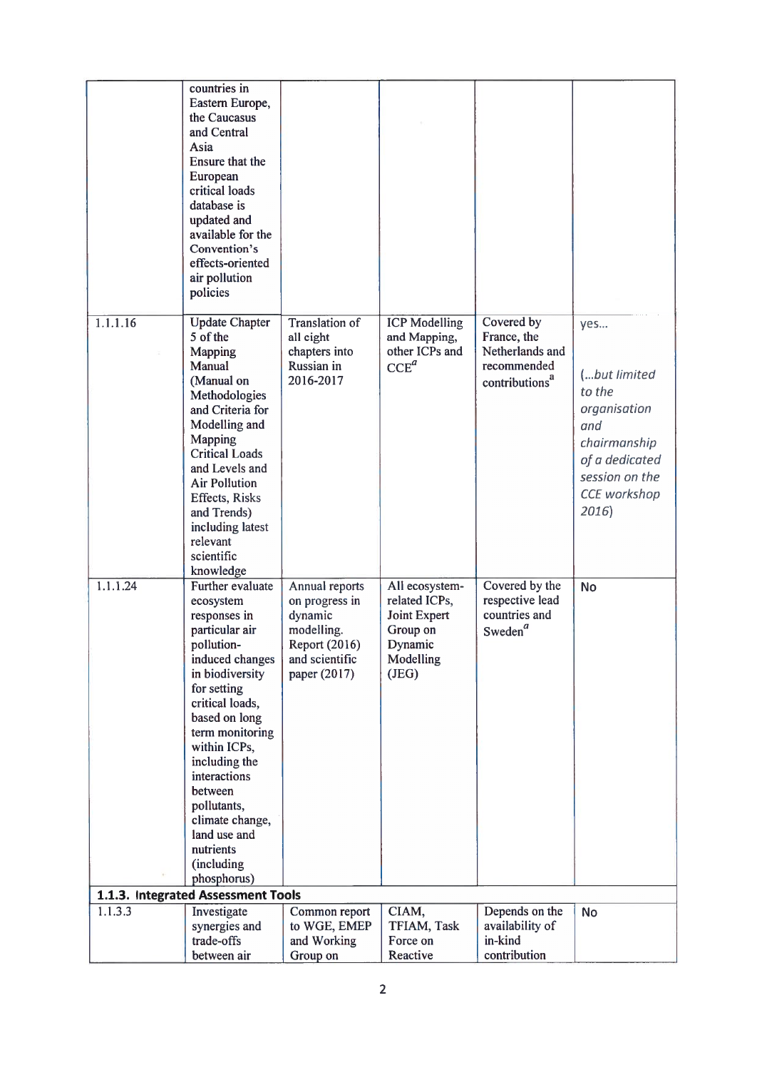| | | | | | |
|---|---|---|---|---|---|
| | countries in Eastern Europe, the Caucasus and Central Asia Ensure that the European critical loads database is updated and available for the Convention's effects-oriented air pollution policies | | | | |
| 1.1.1.16 | Update Chapter 5 of the Mapping Manual (Manual on Methodologies and Criteria for Modelling and Mapping Critical Loads and Levels and Air Pollution Effects, Risks and Trends) including latest relevant scientific knowledge | Translation of all eight chapters into Russian in 2016-2017 | ICP Modelling and Mapping, other ICPs and CCE[a] | Covered by France, the Netherlands and recommended contributions[a] | yes... *(...but limited to the organisation and chairmanship of a dedicated session on the CCE workshop 2016)* |
| 1.1.1.24 | Further evaluate ecosystem responses in particular air pollution-induced changes in biodiversity for setting critical loads, based on long term monitoring within ICPs, including the interactions between pollutants, climate change, land use and nutrients (including phosphorus) | Annual reports on progress in dynamic modelling. Report (2016) and scientific paper (2017) | All ecosystem-related ICPs, Joint Expert Group on Dynamic Modelling (JEG) | Covered by the respective lead countries and Sweden[a] | No |
| **1.1.3. Integrated Assessment Tools** | | | | | |
| 1.1.3.3 | Investigate synergies and trade-offs between air | Common report to WGE, EMEP and Working Group on | CIAM, TFIAM, Task Force on Reactive | Depends on the availability of in-kind contribution | No |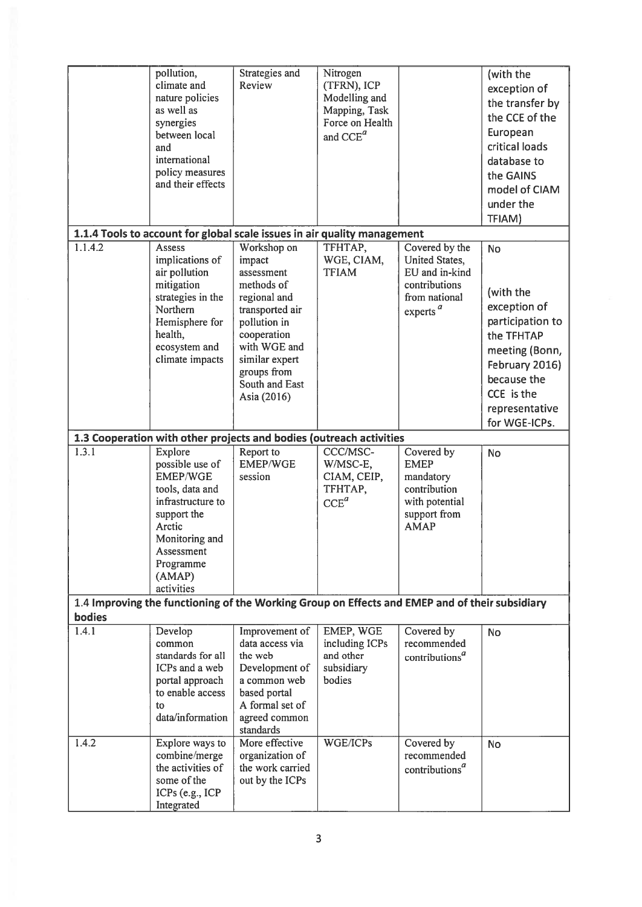|  | pollution, climate and nature policies as well as synergies between local and international policy measures and their effects | Strategies and Review | Nitrogen (TFRN), ICP Modelling and Mapping, Task Force on Health and CCE[a] |  | (with the exception of the transfer by the CCE of the European critical loads database to the GAINS model of CIAM under the TFIAM) |
|---|---|---|---|---|---|
| **1.1.4 Tools to account for global scale issues in air quality management** | | | | | |
| 1.1.4.2 | Assess implications of air pollution mitigation strategies in the Northern Hemisphere for health, ecosystem and climate impacts | Workshop on impact assessment methods of regional and transported air pollution in cooperation with WGE and similar expert groups from South and East Asia (2016) | TFHTAP, WGE, CIAM, TFIAM | Covered by the United States, EU and in-kind contributions from national experts [a] | No<br><br>(with the exception of participation to the TFHTAP meeting (Bonn, February 2016) because the CCE is the representative for WGE-ICPs. |
| **1.3 Cooperation with other projects and bodies (outreach activities** | | | | | |
| 1.3.1 | Explore possible use of EMEP/WGE tools, data and infrastructure to support the Arctic Monitoring and Assessment Programme (AMAP) activities | Report to EMEP/WGE session | CCC/MSC-W/MSC-E, CIAM, CEIP, TFHTAP, CCE[a] | Covered by EMEP mandatory contribution with potential support from AMAP | No |
| **1.4 Improving the functioning of the Working Group on Effects and EMEP and of their subsidiary bodies** | | | | | |
| 1.4.1 | Develop common standards for all ICPs and a web portal approach to enable access to data/information | Improvement of data access via the web<br>Development of a common web based portal<br>A formal set of agreed common standards | EMEP, WGE including ICPs and other subsidiary bodies | Covered by recommended contributions[a] | No |
| 1.4.2 | Explore ways to combine/merge the activities of some of the ICPs (e.g., ICP Integrated | More effective organization of the work carried out by the ICPs | WGE/ICPs | Covered by recommended contributions[a] | No |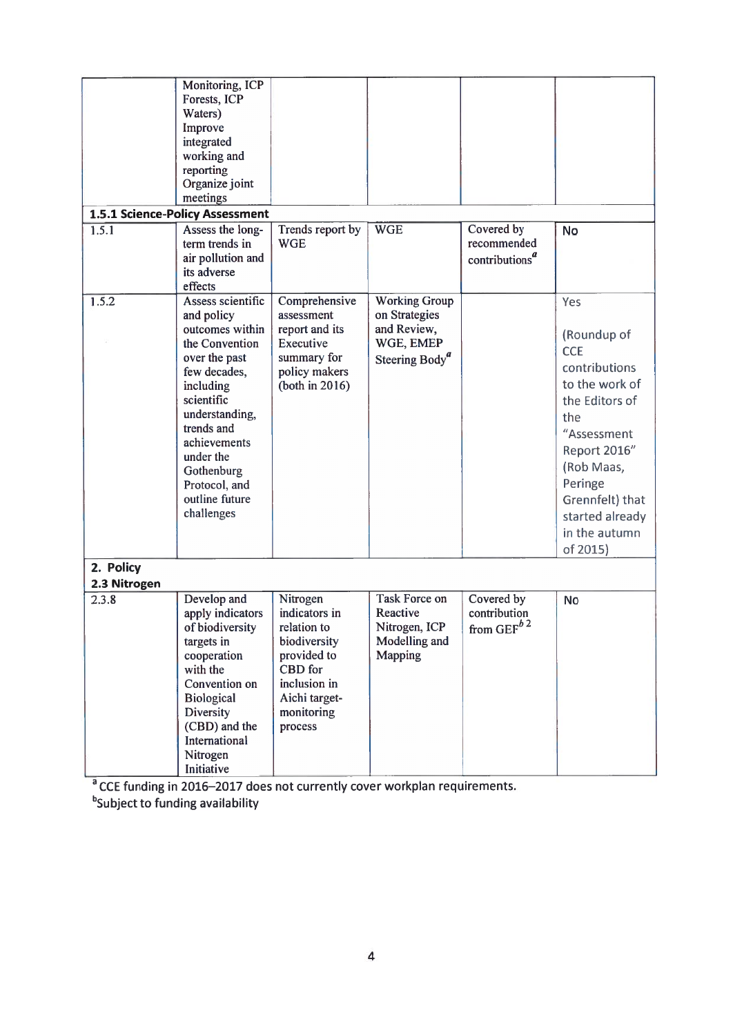| | | | | | |
|---|---|---|---|---|---|
| | Monitoring, ICP Forests, ICP Waters) Improve integrated working and reporting Organize joint meetings | | | | |
| **1.5.1 Science-Policy Assessment** | | | | | |
| 1.5.1 | Assess the long-term trends in air pollution and its adverse effects | Trends report by WGE | WGE | Covered by recommended contributions[a] | No |
| 1.5.2 | Assess scientific and policy outcomes within the Convention over the past few decades, including scientific understanding, trends and achievements under the Gothenburg Protocol, and outline future challenges | Comprehensive assessment report and its Executive summary for policy makers (both in 2016) | Working Group on Strategies and Review, WGE, EMEP Steering Body[a] | | Yes (Roundup of CCE contributions to the work of the Editors of the "Assessment Report 2016" (Rob Maas, Peringe Grennfelt) that started already in the autumn of 2015) |
| **2. Policy** **2.3 Nitrogen** | | | | | |
| 2.3.8 | Develop and apply indicators of biodiversity targets in cooperation with the Convention on Biological Diversity (CBD) and the International Nitrogen Initiative | Nitrogen indicators in relation to biodiversity provided to CBD for inclusion in Aichi target-monitoring process | Task Force on Reactive Nitrogen, ICP Modelling and Mapping | Covered by contribution from GEF[b] 2 | No |

[a] CCE funding in 2016–2017 does not currently cover workplan requirements.
[b] Subject to funding availability